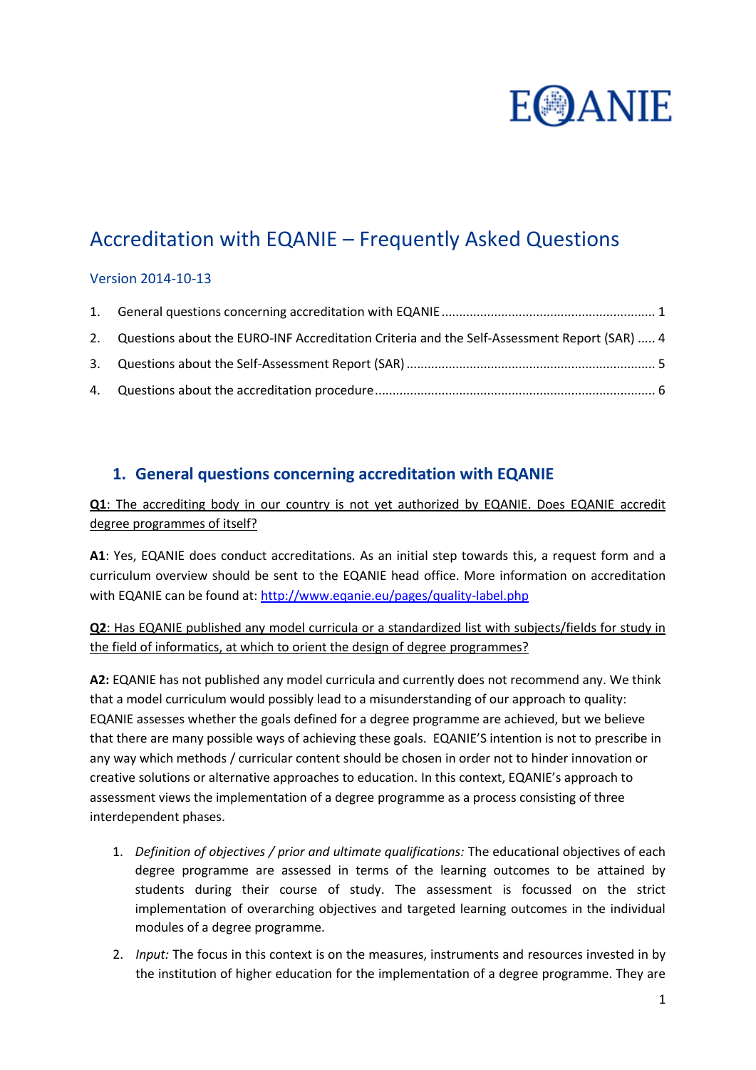EQANIE

# Accreditation with EQANIE – Frequently Asked Questions

Version 2014-10-13

1. General questions concerning accreditation with EQANIE ............................................................ 1
2. Questions about the EURO-INF Accreditation Criteria and the Self-Assessment Report (SAR) ..... 4
3. Questions about the Self-Assessment Report (SAR) ...................................................................... 5
4. Questions about the accreditation procedure ............................................................................... 6

## 1. General questions concerning accreditation with EQANIE

**Q1**: The accrediting body in our country is not yet authorized by EQANIE. Does EQANIE accredit degree programmes of itself?

**A1**: Yes, EQANIE does conduct accreditations. As an initial step towards this, a request form and a curriculum overview should be sent to the EQANIE head office. More information on accreditation with EQANIE can be found at: http://www.eqanie.eu/pages/quality-label.php

**Q2**: Has EQANIE published any model curricula or a standardized list with subjects/fields for study in the field of informatics, at which to orient the design of degree programmes?

**A2:** EQANIE has not published any model curricula and currently does not recommend any. We think that a model curriculum would possibly lead to a misunderstanding of our approach to quality: EQANIE assesses whether the goals defined for a degree programme are achieved, but we believe that there are many possible ways of achieving these goals. EQANIE'S intention is not to prescribe in any way which methods / curricular content should be chosen in order not to hinder innovation or creative solutions or alternative approaches to education. In this context, EQANIE's approach to assessment views the implementation of a degree programme as a process consisting of three interdependent phases.

1. *Definition of objectives / prior and ultimate qualifications:* The educational objectives of each degree programme are assessed in terms of the learning outcomes to be attained by students during their course of study. The assessment is focussed on the strict implementation of overarching objectives and targeted learning outcomes in the individual modules of a degree programme.
2. *Input:* The focus in this context is on the measures, instruments and resources invested in by the institution of higher education for the implementation of a degree programme. They are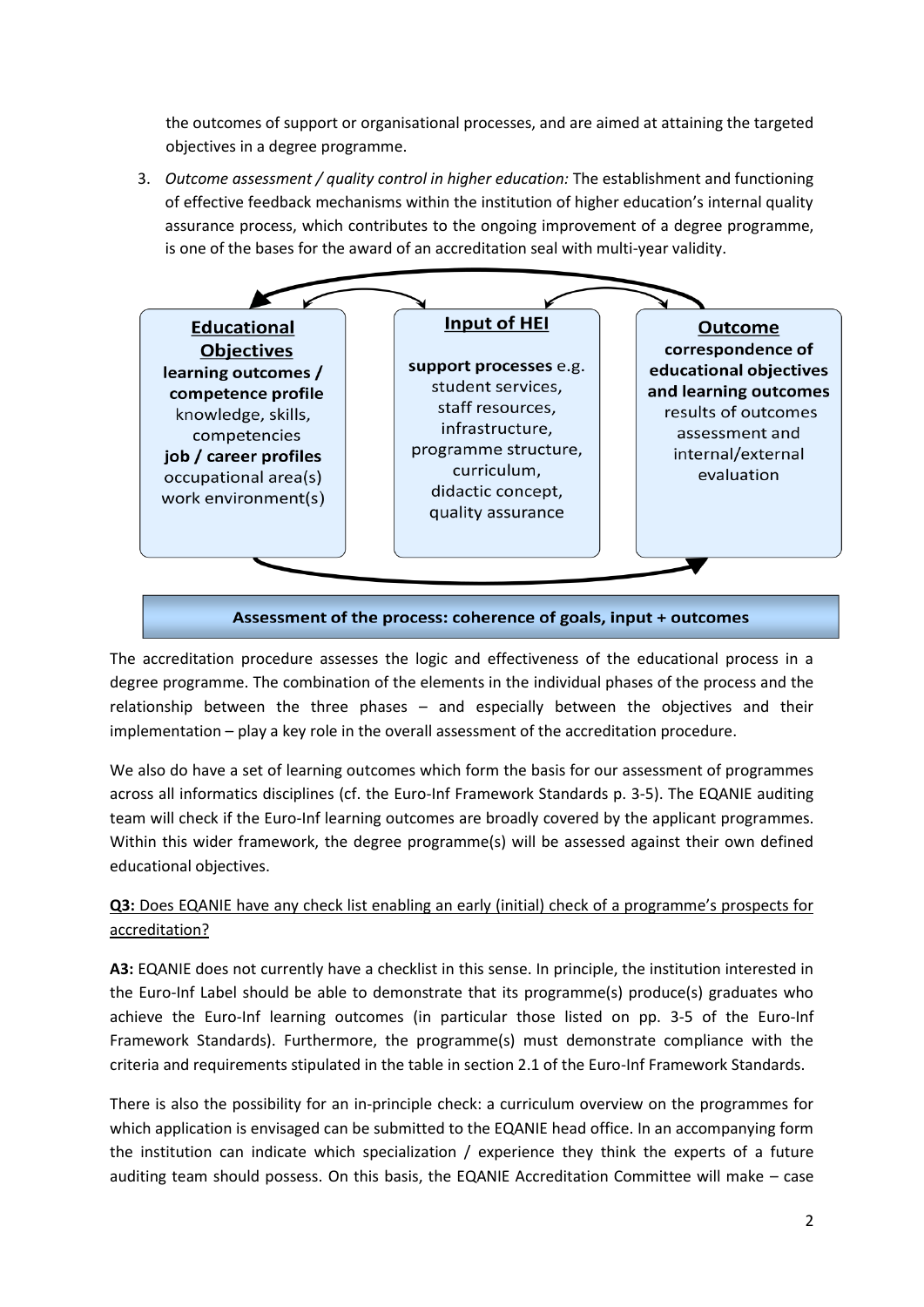the outcomes of support or organisational processes, and are aimed at attaining the targeted objectives in a degree programme.

3. *Outcome assessment / quality control in higher education:* The establishment and functioning of effective feedback mechanisms within the institution of higher education's internal quality assurance process, which contributes to the ongoing improvement of a degree programme, is one of the bases for the award of an accreditation seal with multi-year validity.

| **Educational Objectives** | **Input of HEI** | **Outcome** |
|---|---|---|
| **learning outcomes / competence profile** knowledge, skills, competencies **job / career profiles** occupational area(s) work environment(s) | **support processes** e.g. student services, staff resources, infrastructure, programme structure, curriculum, didactic concept, quality assurance | **correspondence of educational objectives and learning outcomes** results of outcomes assessment and internal/external evaluation |

**Assessment of the process: coherence of goals, input + outcomes**

The accreditation procedure assesses the logic and effectiveness of the educational process in a degree programme. The combination of the elements in the individual phases of the process and the relationship between the three phases – and especially between the objectives and their implementation – play a key role in the overall assessment of the accreditation procedure.

We also do have a set of learning outcomes which form the basis for our assessment of programmes across all informatics disciplines (cf. the Euro-Inf Framework Standards p. 3-5). The EQANIE auditing team will check if the Euro-Inf learning outcomes are broadly covered by the applicant programmes. Within this wider framework, the degree programme(s) will be assessed against their own defined educational objectives.

**Q3:** Does EQANIE have any check list enabling an early (initial) check of a programme's prospects for accreditation?

**A3:** EQANIE does not currently have a checklist in this sense. In principle, the institution interested in the Euro-Inf Label should be able to demonstrate that its programme(s) produce(s) graduates who achieve the Euro-Inf learning outcomes (in particular those listed on pp. 3-5 of the Euro-Inf Framework Standards). Furthermore, the programme(s) must demonstrate compliance with the criteria and requirements stipulated in the table in section 2.1 of the Euro-Inf Framework Standards.

There is also the possibility for an in-principle check: a curriculum overview on the programmes for which application is envisaged can be submitted to the EQANIE head office. In an accompanying form the institution can indicate which specialization / experience they think the experts of a future auditing team should possess. On this basis, the EQANIE Accreditation Committee will make – case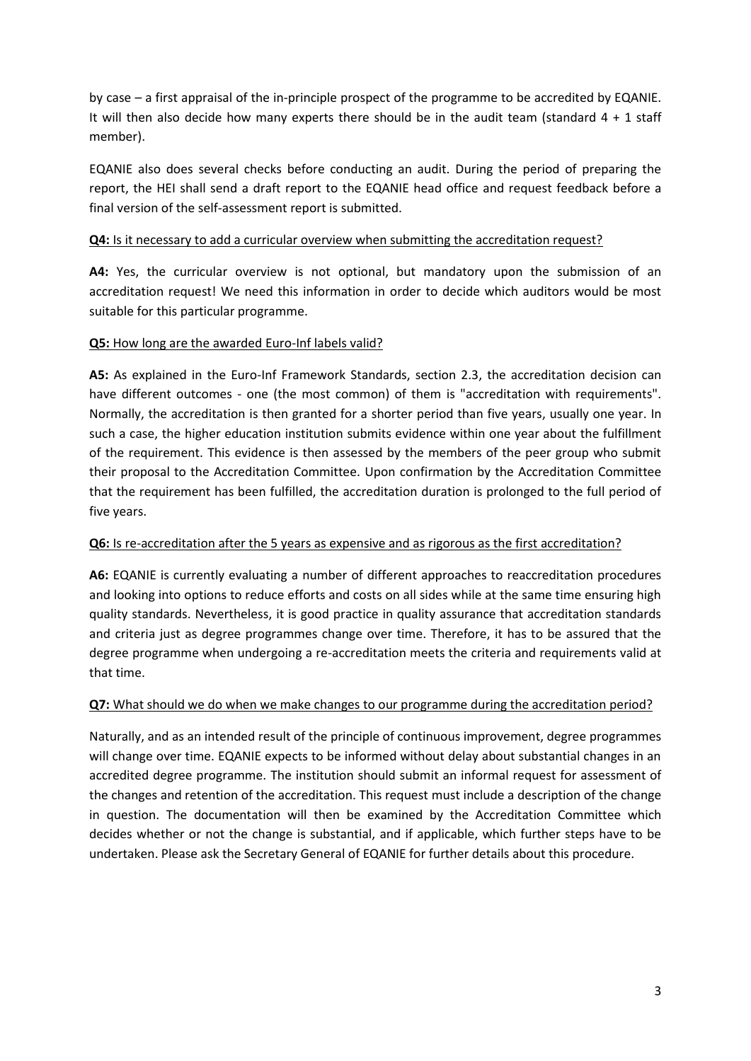by case – a first appraisal of the in-principle prospect of the programme to be accredited by EQANIE. It will then also decide how many experts there should be in the audit team (standard 4 + 1 staff member).

EQANIE also does several checks before conducting an audit. During the period of preparing the report, the HEI shall send a draft report to the EQANIE head office and request feedback before a final version of the self-assessment report is submitted.

**Q4:** Is it necessary to add a curricular overview when submitting the accreditation request?

**A4:** Yes, the curricular overview is not optional, but mandatory upon the submission of an accreditation request! We need this information in order to decide which auditors would be most suitable for this particular programme.

**Q5:** How long are the awarded Euro-Inf labels valid?

**A5:** As explained in the Euro-Inf Framework Standards, section 2.3, the accreditation decision can have different outcomes - one (the most common) of them is "accreditation with requirements". Normally, the accreditation is then granted for a shorter period than five years, usually one year. In such a case, the higher education institution submits evidence within one year about the fulfillment of the requirement. This evidence is then assessed by the members of the peer group who submit their proposal to the Accreditation Committee. Upon confirmation by the Accreditation Committee that the requirement has been fulfilled, the accreditation duration is prolonged to the full period of five years.

**Q6:** Is re-accreditation after the 5 years as expensive and as rigorous as the first accreditation?

**A6:** EQANIE is currently evaluating a number of different approaches to reaccreditation procedures and looking into options to reduce efforts and costs on all sides while at the same time ensuring high quality standards. Nevertheless, it is good practice in quality assurance that accreditation standards and criteria just as degree programmes change over time. Therefore, it has to be assured that the degree programme when undergoing a re-accreditation meets the criteria and requirements valid at that time.

**Q7:** What should we do when we make changes to our programme during the accreditation period?

Naturally, and as an intended result of the principle of continuous improvement, degree programmes will change over time. EQANIE expects to be informed without delay about substantial changes in an accredited degree programme. The institution should submit an informal request for assessment of the changes and retention of the accreditation. This request must include a description of the change in question. The documentation will then be examined by the Accreditation Committee which decides whether or not the change is substantial, and if applicable, which further steps have to be undertaken. Please ask the Secretary General of EQANIE for further details about this procedure.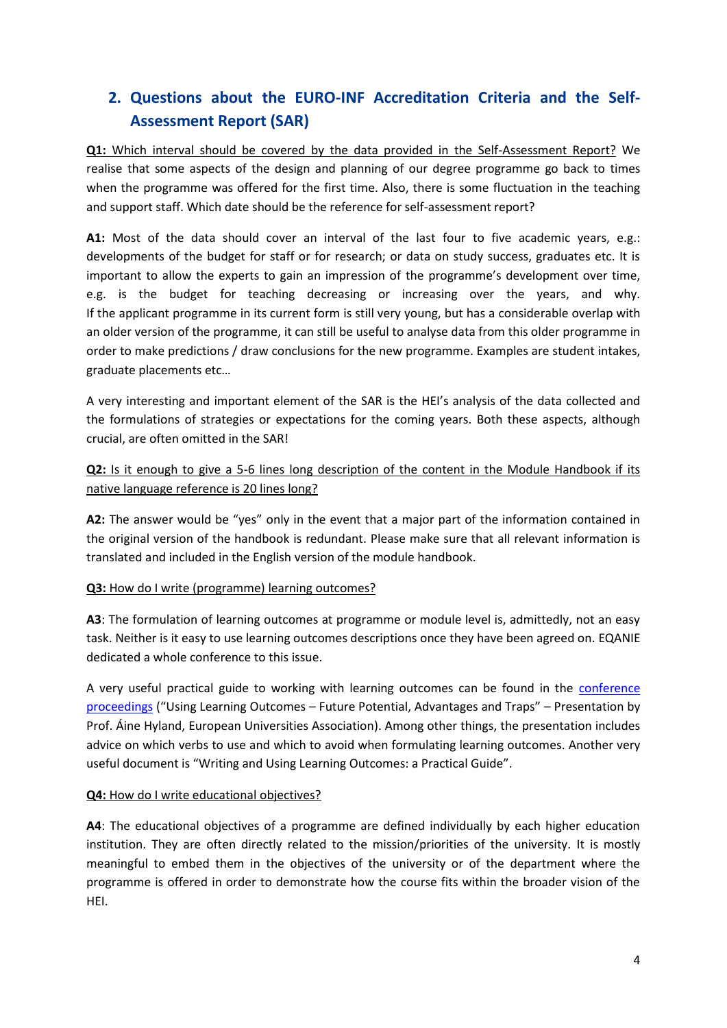## 2. Questions about the EURO-INF Accreditation Criteria and the Self-Assessment Report (SAR)

**Q1:** Which interval should be covered by the data provided in the Self-Assessment Report? We realise that some aspects of the design and planning of our degree programme go back to times when the programme was offered for the first time. Also, there is some fluctuation in the teaching and support staff. Which date should be the reference for self-assessment report?

**A1:** Most of the data should cover an interval of the last four to five academic years, e.g.: developments of the budget for staff or for research; or data on study success, graduates etc. It is important to allow the experts to gain an impression of the programme's development over time, e.g. is the budget for teaching decreasing or increasing over the years, and why. If the applicant programme in its current form is still very young, but has a considerable overlap with an older version of the programme, it can still be useful to analyse data from this older programme in order to make predictions / draw conclusions for the new programme. Examples are student intakes, graduate placements etc…

A very interesting and important element of the SAR is the HEI's analysis of the data collected and the formulations of strategies or expectations for the coming years. Both these aspects, although crucial, are often omitted in the SAR!

**Q2:** Is it enough to give a 5-6 lines long description of the content in the Module Handbook if its native language reference is 20 lines long?

**A2:** The answer would be "yes" only in the event that a major part of the information contained in the original version of the handbook is redundant. Please make sure that all relevant information is translated and included in the English version of the module handbook.

**Q3:** How do I write (programme) learning outcomes?

**A3**: The formulation of learning outcomes at programme or module level is, admittedly, not an easy task. Neither is it easy to use learning outcomes descriptions once they have been agreed on. EQANIE dedicated a whole conference to this issue.

A very useful practical guide to working with learning outcomes can be found in the conference proceedings ("Using Learning Outcomes – Future Potential, Advantages and Traps" – Presentation by Prof. Áine Hyland, European Universities Association). Among other things, the presentation includes advice on which verbs to use and which to avoid when formulating learning outcomes. Another very useful document is "Writing and Using Learning Outcomes: a Practical Guide".

**Q4:** How do I write educational objectives?

**A4**: The educational objectives of a programme are defined individually by each higher education institution. They are often directly related to the mission/priorities of the university. It is mostly meaningful to embed them in the objectives of the university or of the department where the programme is offered in order to demonstrate how the course fits within the broader vision of the HEI.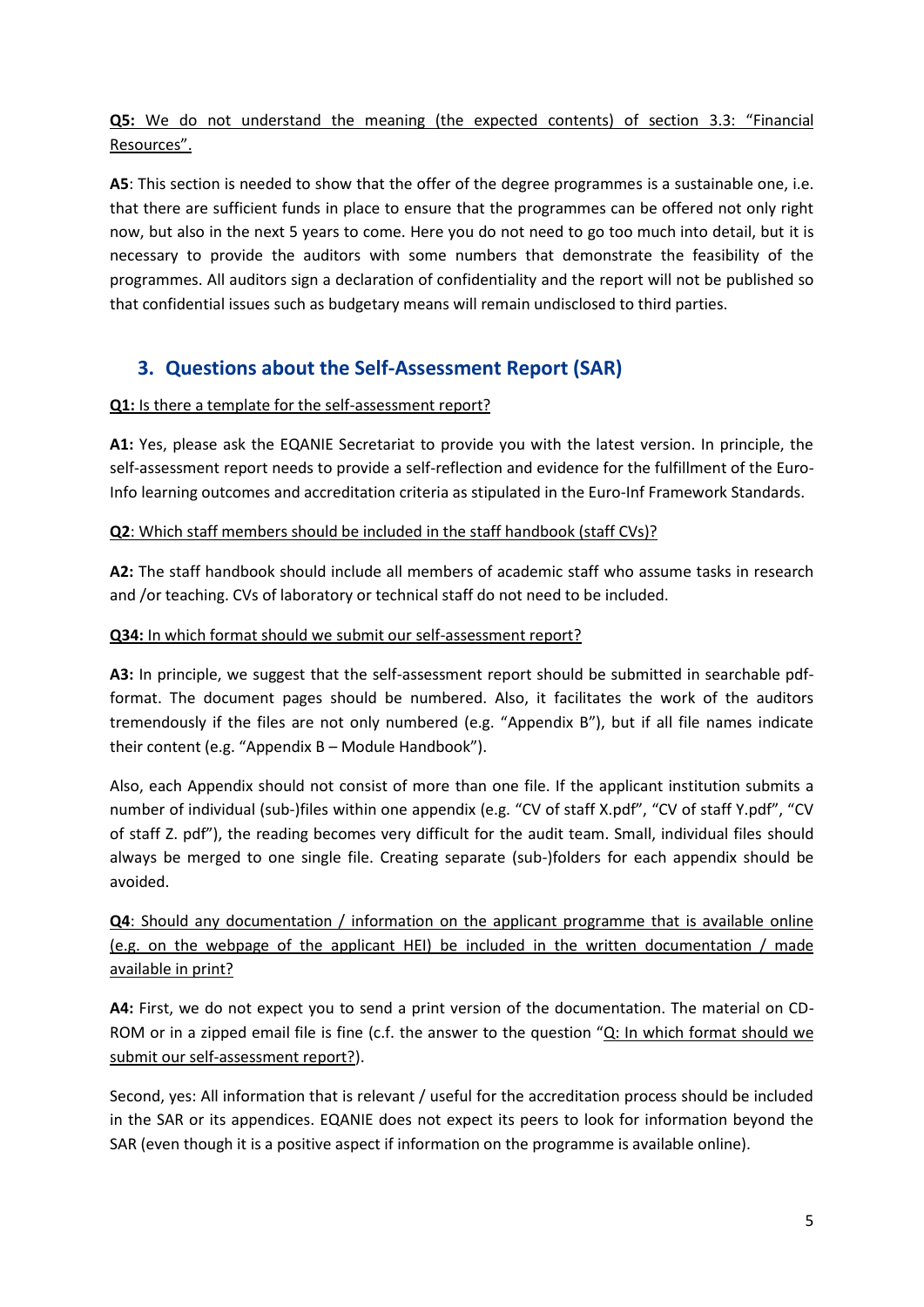<u>**Q5:** We do not understand the meaning (the expected contents) of section 3.3: "Financial Resources".</u>

**A5**: This section is needed to show that the offer of the degree programmes is a sustainable one, i.e. that there are sufficient funds in place to ensure that the programmes can be offered not only right now, but also in the next 5 years to come. Here you do not need to go too much into detail, but it is necessary to provide the auditors with some numbers that demonstrate the feasibility of the programmes. All auditors sign a declaration of confidentiality and the report will not be published so that confidential issues such as budgetary means will remain undisclosed to third parties.

## 3. Questions about the Self-Assessment Report (SAR)

<u>**Q1:** Is there a template for the self-assessment report?</u>

**A1:** Yes, please ask the EQANIE Secretariat to provide you with the latest version. In principle, the self-assessment report needs to provide a self-reflection and evidence for the fulfillment of the Euro-Info learning outcomes and accreditation criteria as stipulated in the Euro-Inf Framework Standards.

<u>**Q2**: Which staff members should be included in the staff handbook (staff CVs)?</u>

**A2:** The staff handbook should include all members of academic staff who assume tasks in research and /or teaching. CVs of laboratory or technical staff do not need to be included.

<u>**Q34:** In which format should we submit our self-assessment report?</u>

**A3:** In principle, we suggest that the self-assessment report should be submitted in searchable pdf-format. The document pages should be numbered. Also, it facilitates the work of the auditors tremendously if the files are not only numbered (e.g. "Appendix B"), but if all file names indicate their content (e.g. "Appendix B – Module Handbook").

Also, each Appendix should not consist of more than one file. If the applicant institution submits a number of individual (sub-)files within one appendix (e.g. "CV of staff X.pdf", "CV of staff Y.pdf", "CV of staff Z. pdf"), the reading becomes very difficult for the audit team. Small, individual files should always be merged to one single file. Creating separate (sub-)folders for each appendix should be avoided.

<u>**Q4**: Should any documentation / information on the applicant programme that is available online (e.g. on the webpage of the applicant HEI) be included in the written documentation / made available in print?</u>

**A4:** First, we do not expect you to send a print version of the documentation. The material on CD-ROM or in a zipped email file is fine (c.f. the answer to the question "<u>Q: In which format should we submit our self-assessment report?</u>).

Second, yes: All information that is relevant / useful for the accreditation process should be included in the SAR or its appendices. EQANIE does not expect its peers to look for information beyond the SAR (even though it is a positive aspect if information on the programme is available online).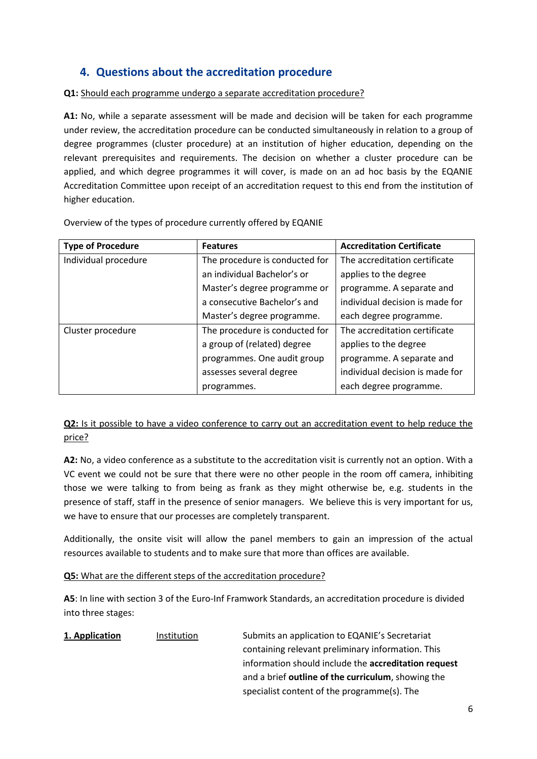## 4. Questions about the accreditation procedure

**Q1:** Should each programme undergo a separate accreditation procedure?

**A1:** No, while a separate assessment will be made and decision will be taken for each programme under review, the accreditation procedure can be conducted simultaneously in relation to a group of degree programmes (cluster procedure) at an institution of higher education, depending on the relevant prerequisites and requirements. The decision on whether a cluster procedure can be applied, and which degree programmes it will cover, is made on an ad hoc basis by the EQANIE Accreditation Committee upon receipt of an accreditation request to this end from the institution of higher education.

Overview of the types of procedure currently offered by EQANIE

| Type of Procedure | Features | Accreditation Certificate |
|---|---|---|
| Individual procedure | The procedure is conducted for an individual Bachelor's or Master's degree programme or a consecutive Bachelor's and Master's degree programme. | The accreditation certificate applies to the degree programme. A separate and individual decision is made for each degree programme. |
| Cluster procedure | The procedure is conducted for a group of (related) degree programmes. One audit group assesses several degree programmes. | The accreditation certificate applies to the degree programme. A separate and individual decision is made for each degree programme. |

**Q2:** Is it possible to have a video conference to carry out an accreditation event to help reduce the price?

**A2:** No, a video conference as a substitute to the accreditation visit is currently not an option. With a VC event we could not be sure that there were no other people in the room off camera, inhibiting those we were talking to from being as frank as they might otherwise be, e.g. students in the presence of staff, staff in the presence of senior managers. We believe this is very important for us, we have to ensure that our processes are completely transparent.

Additionally, the onsite visit will allow the panel members to gain an impression of the actual resources available to students and to make sure that more than offices are available.

**Q5:** What are the different steps of the accreditation procedure?

**A5**: In line with section 3 of the Euro-Inf Framwork Standards, an accreditation procedure is divided into three stages:

| | | |
|---|---|---|
| **1. Application** | Institution | Submits an application to EQANIE's Secretariat containing relevant preliminary information. This information should include the **accreditation request** and a brief **outline of the curriculum**, showing the specialist content of the programme(s). The |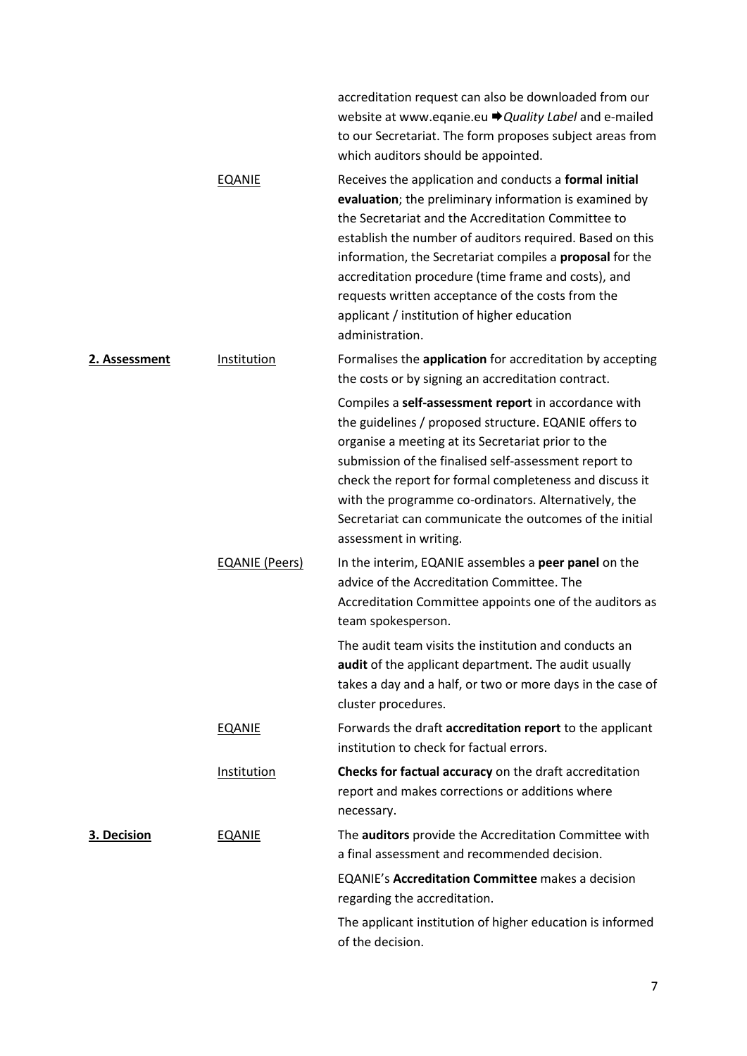| | | |
|---|---|---|
| | | accreditation request can also be downloaded from our website at www.eqanie.eu ➡*Quality Label* and e-mailed to our Secretariat. The form proposes subject areas from which auditors should be appointed. |
| | EQANIE | Receives the application and conducts a **formal initial evaluation**; the preliminary information is examined by the Secretariat and the Accreditation Committee to establish the number of auditors required. Based on this information, the Secretariat compiles a **proposal** for the accreditation procedure (time frame and costs), and requests written acceptance of the costs from the applicant / institution of higher education administration. |
| **2. Assessment** | Institution | Formalises the **application** for accreditation by accepting the costs or by signing an accreditation contract.<br><br>Compiles a **self-assessment report** in accordance with the guidelines / proposed structure. EQANIE offers to organise a meeting at its Secretariat prior to the submission of the finalised self-assessment report to check the report for formal completeness and discuss it with the programme co-ordinators. Alternatively, the Secretariat can communicate the outcomes of the initial assessment in writing. |
| | EQANIE (Peers) | In the interim, EQANIE assembles a **peer panel** on the advice of the Accreditation Committee. The Accreditation Committee appoints one of the auditors as team spokesperson.<br><br>The audit team visits the institution and conducts an **audit** of the applicant department. The audit usually takes a day and a half, or two or more days in the case of cluster procedures. |
| | EQANIE | Forwards the draft **accreditation report** to the applicant institution to check for factual errors. |
| | Institution | **Checks for factual accuracy** on the draft accreditation report and makes corrections or additions where necessary. |
| **3. Decision** | EQANIE | The **auditors** provide the Accreditation Committee with a final assessment and recommended decision.<br><br>EQANIE's **Accreditation Committee** makes a decision regarding the accreditation.<br><br>The applicant institution of higher education is informed of the decision. |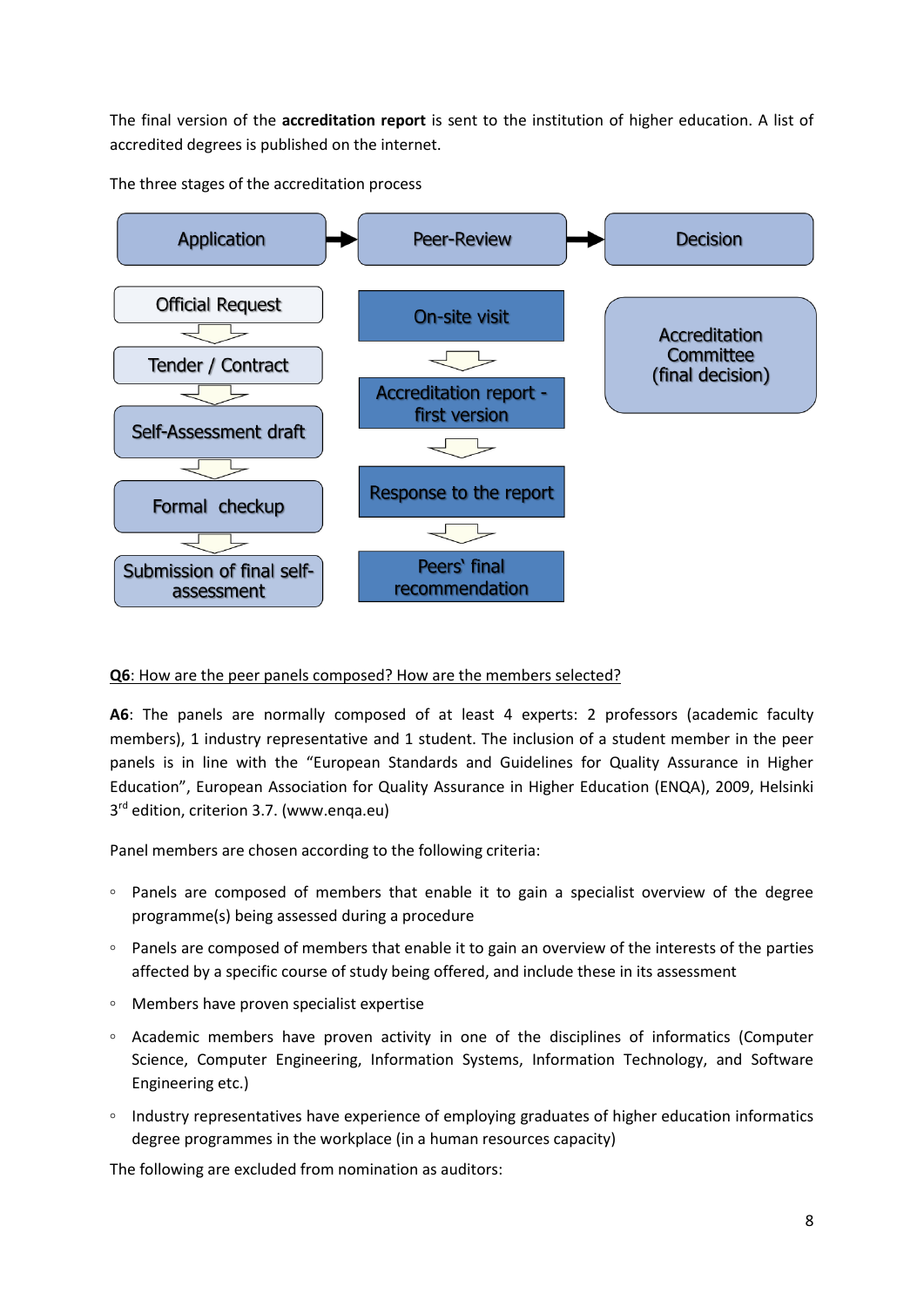The final version of the **accreditation report** is sent to the institution of higher education. A list of accredited degrees is published on the internet.

The three stages of the accreditation process

| Application | Peer-Review | Decision |
| --- | --- | --- |
| Official Request | On-site visit | Accreditation Committee (final decision) |
| Tender / Contract | Accreditation report - first version | |
| Self-Assessment draft | Response to the report | |
| Formal checkup | Peers' final recommendation | |
| Submission of final self-assessment | | |

**Q6**: How are the peer panels composed? How are the members selected?

**A6**: The panels are normally composed of at least 4 experts: 2 professors (academic faculty members), 1 industry representative and 1 student. The inclusion of a student member in the peer panels is in line with the "European Standards and Guidelines for Quality Assurance in Higher Education", European Association for Quality Assurance in Higher Education (ENQA), 2009, Helsinki 3rd edition, criterion 3.7. (www.enqa.eu)

Panel members are chosen according to the following criteria:

- Panels are composed of members that enable it to gain a specialist overview of the degree programme(s) being assessed during a procedure
- Panels are composed of members that enable it to gain an overview of the interests of the parties affected by a specific course of study being offered, and include these in its assessment
- Members have proven specialist expertise
- Academic members have proven activity in one of the disciplines of informatics (Computer Science, Computer Engineering, Information Systems, Information Technology, and Software Engineering etc.)
- Industry representatives have experience of employing graduates of higher education informatics degree programmes in the workplace (in a human resources capacity)

The following are excluded from nomination as auditors: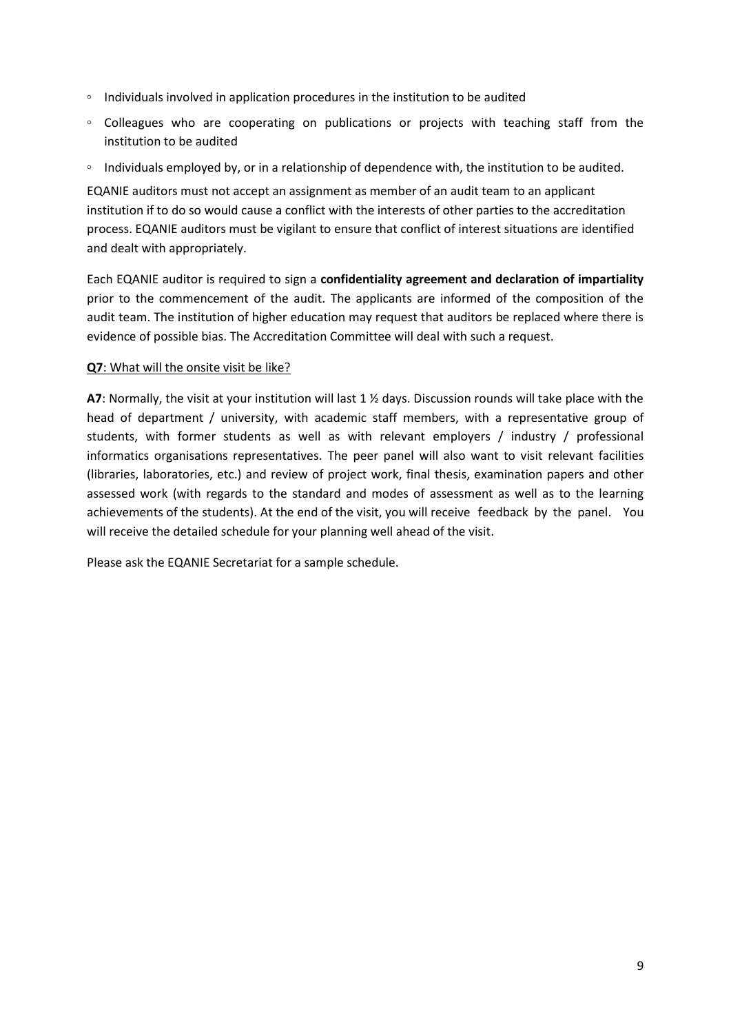- Individuals involved in application procedures in the institution to be audited
- Colleagues who are cooperating on publications or projects with teaching staff from the institution to be audited
- Individuals employed by, or in a relationship of dependence with, the institution to be audited.

EQANIE auditors must not accept an assignment as member of an audit team to an applicant institution if to do so would cause a conflict with the interests of other parties to the accreditation process. EQANIE auditors must be vigilant to ensure that conflict of interest situations are identified and dealt with appropriately.

Each EQANIE auditor is required to sign a **confidentiality agreement and declaration of impartiality** prior to the commencement of the audit. The applicants are informed of the composition of the audit team. The institution of higher education may request that auditors be replaced where there is evidence of possible bias. The Accreditation Committee will deal with such a request.

**Q7**: What will the onsite visit be like?

**A7**: Normally, the visit at your institution will last 1 ½ days. Discussion rounds will take place with the head of department / university, with academic staff members, with a representative group of students, with former students as well as with relevant employers / industry / professional informatics organisations representatives. The peer panel will also want to visit relevant facilities (libraries, laboratories, etc.) and review of project work, final thesis, examination papers and other assessed work (with regards to the standard and modes of assessment as well as to the learning achievements of the students). At the end of the visit, you will receive feedback by the panel. You will receive the detailed schedule for your planning well ahead of the visit.

Please ask the EQANIE Secretariat for a sample schedule.